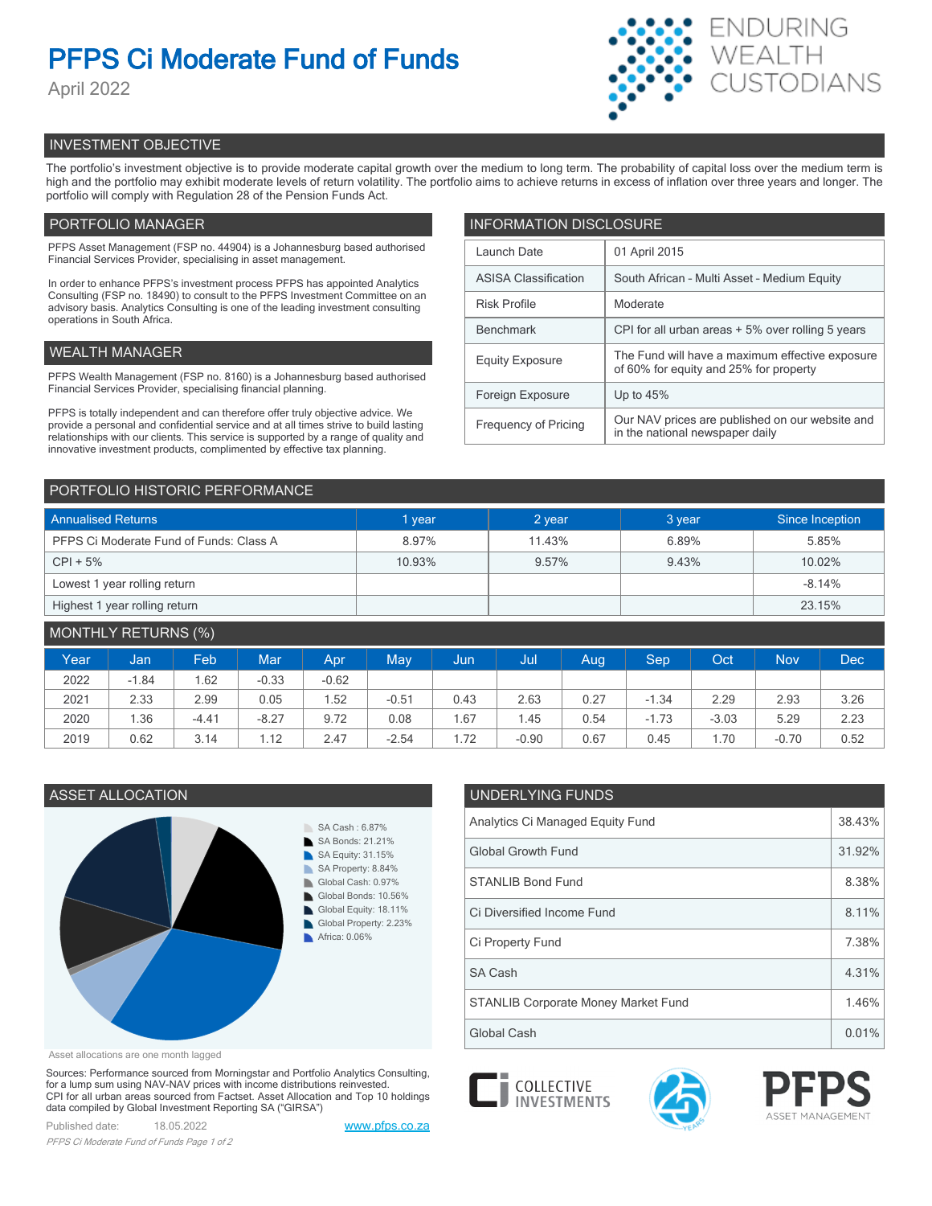# PFPS Ci Moderate Fund of Funds

April 2022

ENDURING WEALTH CUSTODIANS

## INVESTMENT OBJECTIVE

The portfolio's investment objective is to provide moderate capital growth over the medium to long term. The probability of capital loss over the medium term is high and the portfolio may exhibit moderate levels of return volatility. The portfolio aims to achieve returns in excess of inflation over three years and longer. The portfolio will comply with Regulation 28 of the Pension Funds Act.

## PORTFOLIO MANAGER

PFPS Asset Management (FSP no. 44904) is a Johannesburg based authorised Financial Services Provider, specialising in asset management.

In order to enhance PFPS's investment process PFPS has appointed Analytics Consulting (FSP no. 18490) to consult to the PFPS Investment Committee on an advisory basis. Analytics Consulting is one of the leading investment consulting operations in South Africa.

## WEALTH MANAGER

PFPS Wealth Management (FSP no. 8160) is a Johannesburg based authorised Financial Services Provider, specialising financial planning.

PFPS is totally independent and can therefore offer truly objective advice. We provide a personal and confidential service and at all times strive to build lasting relationships with our clients. This service is supported by a range of quality and innovative investment products, complimented by effective tax planning.

## INFORMATION DISCLOSURE

| | |
|---|---|
| Launch Date | 01 April 2015 |
| ASISA Classification | South African - Multi Asset - Medium Equity |
| Risk Profile | Moderate |
| Benchmark | CPI for all urban areas + 5% over rolling 5 years |
| Equity Exposure | The Fund will have a maximum effective exposure of 60% for equity and 25% for property |
| Foreign Exposure | Up to 45% |
| Frequency of Pricing | Our NAV prices are published on our website and in the national newspaper daily |

## PORTFOLIO HISTORIC PERFORMANCE

| Annualised Returns | 1 year | 2 year | 3 year | Since Inception |
|---|---|---|---|---|
| PFPS Ci Moderate Fund of Funds: Class A | 8.97% | 11.43% | 6.89% | 5.85% |
| CPI + 5% | 10.93% | 9.57% | 9.43% | 10.02% |
| Lowest 1 year rolling return | | | | -8.14% |
| Highest 1 year rolling return | | | | 23.15% |

## MONTHLY RETURNS (%)

| Year | Jan | Feb | Mar | Apr | May | Jun | Jul | Aug | Sep | Oct | Nov | Dec |
|---|---|---|---|---|---|---|---|---|---|---|---|---|
| 2022 | -1.84 | 1.62 | -0.33 | -0.62 | | | | | | | | |
| 2021 | 2.33 | 2.99 | 0.05 | 1.52 | -0.51 | 0.43 | 2.63 | 0.27 | -1.34 | 2.29 | 2.93 | 3.26 |
| 2020 | 1.36 | -4.41 | -8.27 | 9.72 | 0.08 | 1.67 | 1.45 | 0.54 | -1.73 | -3.03 | 5.29 | 2.23 |
| 2019 | 0.62 | 3.14 | 1.12 | 2.47 | -2.54 | 1.72 | -0.90 | 0.67 | 0.45 | 1.70 | -0.70 | 0.52 |

## ASSET ALLOCATION

- SA Cash : 6.87%
- SA Bonds: 21.21%
- SA Equity: 31.15%
- SA Property: 8.84%
- Global Cash: 0.97%
- Global Bonds: 10.56%
- Global Equity: 18.11%
- Global Property: 2.23%
- Africa: 0.06%

Asset allocations are one month lagged

## UNDERLYING FUNDS

| | |
|---|---|
| Analytics Ci Managed Equity Fund | 38.43% |
| Global Growth Fund | 31.92% |
| STANLIB Bond Fund | 8.38% |
| Ci Diversified Income Fund | 8.11% |
| Ci Property Fund | 7.38% |
| SA Cash | 4.31% |
| STANLIB Corporate Money Market Fund | 1.46% |
| Global Cash | 0.01% |

Sources: Performance sourced from Morningstar and Portfolio Analytics Consulting, for a lump sum using NAV-NAV prices with income distributions reinvested. CPI for all urban areas sourced from Factset. Asset Allocation and Top 10 holdings data compiled by Global Investment Reporting SA ("GIRSA")

Published date: 18.05.2022

www.pfps.co.za

COLLECTIVE INVESTMENTS | PFPS ASSET MANAGEMENT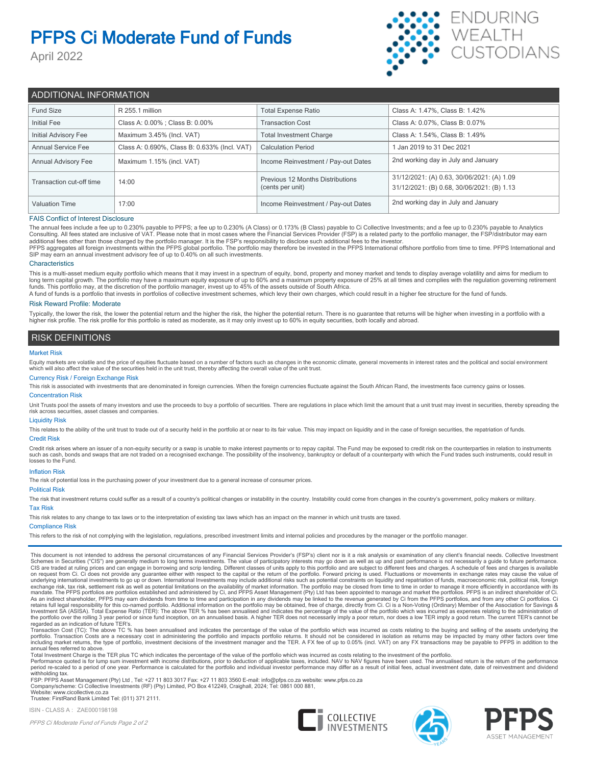# PFPS Ci Moderate Fund of Funds

April 2022

## ADDITIONAL INFORMATION

| | | | |
|---|---|---|---|
| Fund Size | R 255.1 million | Total Expense Ratio | Class A: 1.47%, Class B: 1.42% |
| Initial Fee | Class A: 0.00% ; Class B: 0.00% | Transaction Cost | Class A: 0.07%, Class B: 0.07% |
| Initial Advisory Fee | Maximum 3.45% (Incl. VAT) | Total Investment Charge | Class A: 1.54%, Class B: 1.49% |
| Annual Service Fee | Class A: 0.690%, Class B: 0.633% (Incl. VAT) | Calculation Period | 1 Jan 2019 to 31 Dec 2021 |
| Annual Advisory Fee | Maximum 1.15% (incl. VAT) | Income Reinvestment / Pay-out Dates | 2nd working day in July and January |
| Transaction cut-off time | 14:00 | Previous 12 Months Distributions (cents per unit) | 31/12/2021: (A) 0.63, 30/06/2021: (A) 1.09<br>31/12/2021: (B) 0.68, 30/06/2021: (B) 1.13 |
| Valuation Time | 17:00 | Income Reinvestment / Pay-out Dates | 2nd working day in July and January |

### FAIS Conflict of Interest Disclosure

The annual fees include a fee up to 0.230% payable to PFPS; a fee up to 0.230% (A Class) or 0.173% (B Class) payable to Ci Collective Investments; and a fee up to 0.230% payable to Analytics Consulting. All fees stated are inclusive of VAT. Please note that in most cases where the Financial Services Provider (FSP) is a related party to the portfolio manager, the FSP/distributor may earn additional fees other than those charged by the portfolio manager. It is the FSP's responsibility to disclose such additional fees to the investor.

PFPS aggregates all foreign investments within the PFPS global portfolio. The portfolio may therefore be invested in the PFPS International offshore portfolio from time to time. PFPS International and SIP may earn an annual investment advisory fee of up to 0.40% on all such investments.

### Characteristics

This is a multi-asset medium equity portfolio which means that it may invest in a spectrum of equity, bond, property and money market and tends to display average volatility and aims for medium to long term capital growth. The portfolio may have a maximum equity exposure of up to 60% and a maximum property exposure of 25% at all times and complies with the regulation governing retirement funds. This portfolio may, at the discretion of the portfolio manager, invest up to 45% of the assets outside of South Africa.

A fund of funds is a portfolio that invests in portfolios of collective investment schemes, which levy their own charges, which could result in a higher fee structure for the fund of funds.

### Risk Reward Profile: Moderate

Typically, the lower the risk, the lower the potential return and the higher the risk, the higher the potential return. There is no guarantee that returns will be higher when investing in a portfolio with a higher risk profile. The risk profile for this portfolio is rated as moderate, as it may only invest up to 60% in equity securities, both locally and abroad.

## RISK DEFINITIONS

### Market Risk

Equity markets are volatile and the price of equities fluctuate based on a number of factors such as changes in the economic climate, general movements in interest rates and the political and social environment which will also affect the value of the securities held in the unit trust, thereby affecting the overall value of the unit trust.

### Currency Risk / Foreign Exchange Risk

This risk is associated with investments that are denominated in foreign currencies. When the foreign currencies fluctuate against the South African Rand, the investments face currency gains or losses.

### Concentration Risk

Unit Trusts pool the assets of many investors and use the proceeds to buy a portfolio of securities. There are regulations in place which limit the amount that a unit trust may invest in securities, thereby spreading the risk across securities, asset classes and companies.

### Liquidity Risk

This relates to the ability of the unit trust to trade out of a security held in the portfolio at or near to its fair value. This may impact on liquidity and in the case of foreign securities, the repatriation of funds.

### Credit Risk

Credit risk arises where an issuer of a non-equity security or a swap is unable to make interest payments or to repay capital. The Fund may be exposed to credit risk on the counterparties in relation to instruments such as cash, bonds and swaps that are not traded on a recognised exchange. The possibility of the insolvency, bankruptcy or default of a counterparty with which the Fund trades such instruments, could result in losses to the Fund.

### Inflation Risk

The risk of potential loss in the purchasing power of your investment due to a general increase of consumer prices.

### Political Risk

The risk that investment returns could suffer as a result of a country's political changes or instability in the country. Instability could come from changes in the country's government, policy makers or military.

### Tax Risk

This risk relates to any change to tax laws or to the interpretation of existing tax laws which has an impact on the manner in which unit trusts are taxed.

### Compliance Risk

This refers to the risk of not complying with the legislation, regulations, prescribed investment limits and internal policies and procedures by the manager or the portfolio manager.

---

This document is not intended to address the personal circumstances of any Financial Services Provider's (FSP's) client nor is it a risk analysis or examination of any client's financial needs. Collective Investment Schemes in Securities ("CIS") are generally medium to long terms investments. The value of participatory interests may go down as well as up and past performance is not necessarily a guide to future performance. CIS are traded at ruling prices and can engage in borrowing and scrip lending. Different classes of units apply to this portfolio and are subject to different fees and charges. A schedule of fees and charges is available on request from Ci. Ci does not provide any guarantee either with respect to the capital or the return of the portfolio. Forward pricing is used. Fluctuations or movements in exchange rates may cause the value of underlying international investments to go up or down. International Investments may include additional risks such as potential constraints on liquidity and repatriation of funds, macroeconomic risk, political risk, foreign exchange risk, tax risk, settlement risk as well as potential limitations on the availability of market information. The portfolio may be closed from time to time in order to manage it more efficiently in accordance with its mandate. The PFPS portfolios are portfolios established and administered by Ci, and PFPS Asset Management (Pty) Ltd has been appointed to manage and market the portfolios. PFPS is an indirect shareholder of Ci. As an indirect shareholder, PFPS may earn dividends from time to time and participation in any dividends may be linked to the revenue generated by Ci from the PFPS portfolios, and from any other Ci portfolios. Ci retains full legal responsibility for this co-named portfolio. Additional information on the portfolio may be obtained, free of charge, directly from Ci. Ci is a Non-Voting (Ordinary) Member of the Association for Savings & Investment SA (ASISA). Total Expense Ratio (TER): The above TER % has been annualised and indicates the percentage of the value of the portfolio which was incurred as expenses relating to the administration of the portfolio over the rolling 3 year period or since fund inception, on an annualised basis. A higher TER does not necessarily imply a poor return, nor does a low TER imply a good return. The current TER's cannot be regarded as an indication of future TER's.

Transaction Cost (TC): The above TC % has been annualised and indicates the percentage of the value of the portfolio which was incurred as costs relating to the buying and selling of the assets underlying the portfolio. Transaction Costs are a necessary cost in administering the portfolio and impacts portfolio returns. It should not be considered in isolation as returns may be impacted by many other factors over time including market returns, the type of portfolio, investment decisions of the investment manager and the TER. A FX fee of up to 0.05% (incl. VAT) on any FX transactions may be payable to PFPS in addition to the annual fees referred to above.

Total Investment Charge is the TER plus TC which indicates the percentage of the value of the portfolio which was incurred as costs relating to the investment of the portfolio.

Performance quoted is for lump sum investment with income distributions, prior to deduction of applicable taxes, included. NAV to NAV figures have been used. The annualised return is the return of the performance period re-scaled to a period of one year. Performance is calculated for the portfolio and individual investor performance may differ as a result of initial fees, actual investment date, date of reinvestment and dividend withholding tax.

FSP: PFPS Asset Management (Pty) Ltd , Tel: +27 11 803 3017 Fax: +27 11 803 3560 E-mail: info@pfps.co.za website: www.pfps.co.za
Company/scheme: Ci Collective Investments (RF) (Pty) Limited, PO Box 412249, Craighall, 2024; Tel: 0861 000 881,
Website: www.cicollective.co.za
Trustee: FirstRand Bank Limited Tel: (011) 371 2111.

ISIN - CLASS A : ZAE000198198